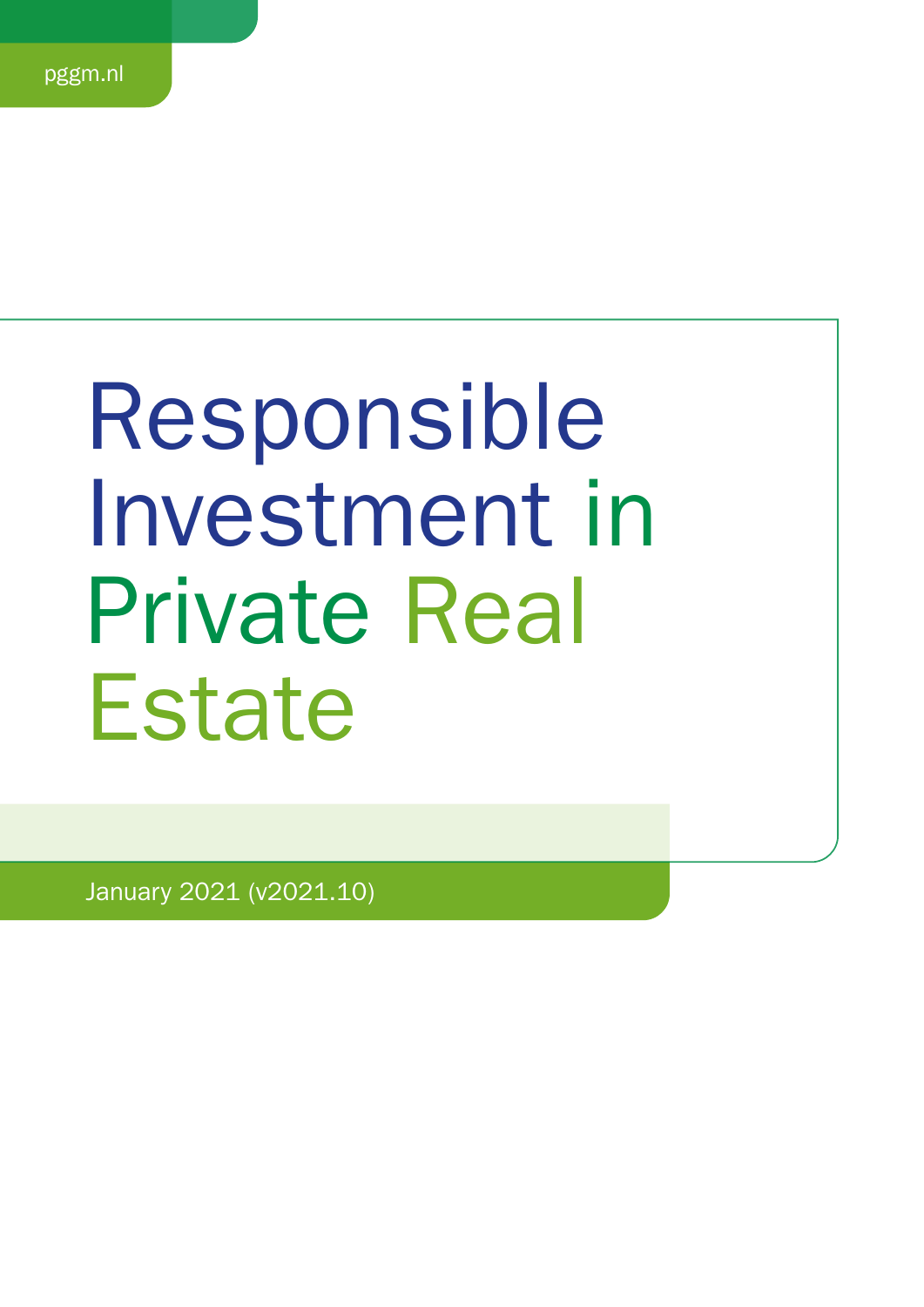pggm.nl

# Responsible Investment in Private Real Estate

January 2021 (v2021.10)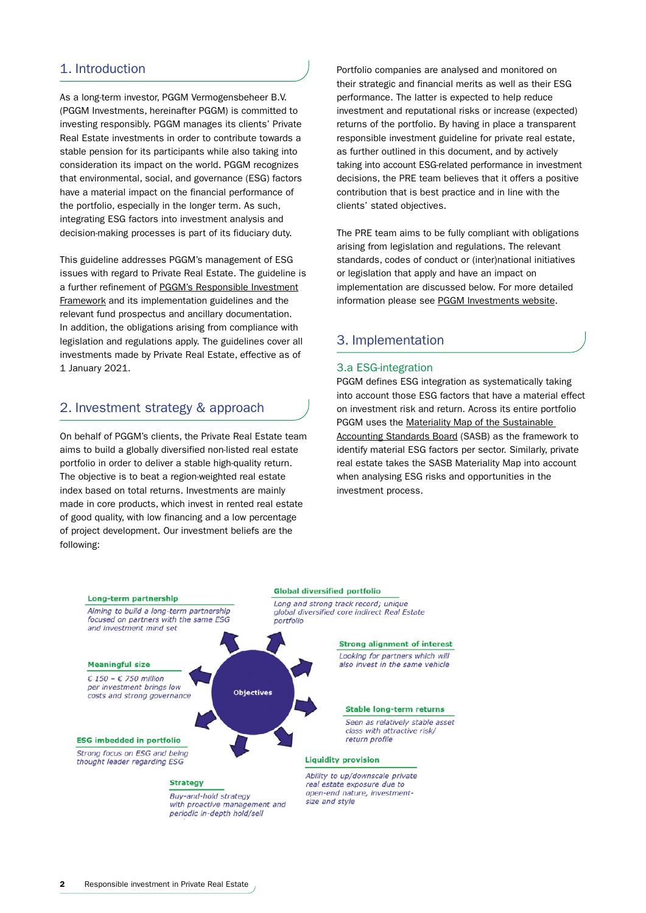## 1. Introduction

As a long-term investor, PGGM Vermogensbeheer B.V. (PGGM Investments, hereinafter PGGM) is committed to investing responsibly. PGGM manages its clients' Private Real Estate investments in order to contribute towards a stable pension for its participants while also taking into consideration its impact on the world. PGGM recognizes that environmental, social, and governance (ESG) factors have a material impact on the financial performance of the portfolio, especially in the longer term. As such, integrating ESG factors into investment analysis and decision-making processes is part of its fiduciary duty.

This guideline addresses PGGM's management of ESG issues with regard to Private Real Estate. The guideline is a further refinement of PGGM's Responsible Investment Framework and its implementation guidelines and the relevant fund prospectus and ancillary documentation. In addition, the obligations arising from compliance with legislation and regulations apply. The guidelines cover all investments made by Private Real Estate, effective as of 1 January 2021.

## 2. Investment strategy & approach

On behalf of PGGM's clients, the Private Real Estate team aims to build a globally diversified non-listed real estate portfolio in order to deliver a stable high-quality return. The objective is to beat a region-weighted real estate index based on total returns. Investments are mainly made in core products, which invest in rented real estate of good quality, with low financing and a low percentage of project development. Our investment beliefs are the following:

**Objectives**

- **Long-term partnership** – *Aiming to build a long-term partnership focused on partners with the same ESG and investment mind set*
- **Global diversified portfolio** – *Long and strong track record; unique global diversified core indirect Real Estate portfolio*
- **Strong alignment of interest** – *Looking for partners which will also invest in the same vehicle*
- **Stable long-term returns** – *Seen as relatively stable asset class with attractive risk/return profile*
- **Liquidity provision** – *Ability to up/downscale private real estate exposure due to open-end nature, investment-size and style*
- **Strategy** – *Buy-and-hold strategy with proactive management and periodic in-depth hold/sell*
- **ESG imbedded in portfolio** – *Strong focus on ESG and being thought leader regarding ESG*
- **Meaningful size** – *€ 150 – € 750 million per investment brings low costs and strong governance*

Portfolio companies are analysed and monitored on their strategic and financial merits as well as their ESG performance. The latter is expected to help reduce investment and reputational risks or increase (expected) returns of the portfolio. By having in place a transparent responsible investment guideline for private real estate, as further outlined in this document, and by actively taking into account ESG-related performance in investment decisions, the PRE team believes that it offers a positive contribution that is best practice and in line with the clients' stated objectives.

The PRE team aims to be fully compliant with obligations arising from legislation and regulations. The relevant standards, codes of conduct or (inter)national initiatives or legislation that apply and have an impact on implementation are discussed below. For more detailed information please see PGGM Investments website.

## 3. Implementation

### 3.a ESG-integration

PGGM defines ESG integration as systematically taking into account those ESG factors that have a material effect on investment risk and return. Across its entire portfolio PGGM uses the Materiality Map of the Sustainable Accounting Standards Board (SASB) as the framework to identify material ESG factors per sector. Similarly, private real estate takes the SASB Materiality Map into account when analysing ESG risks and opportunities in the investment process.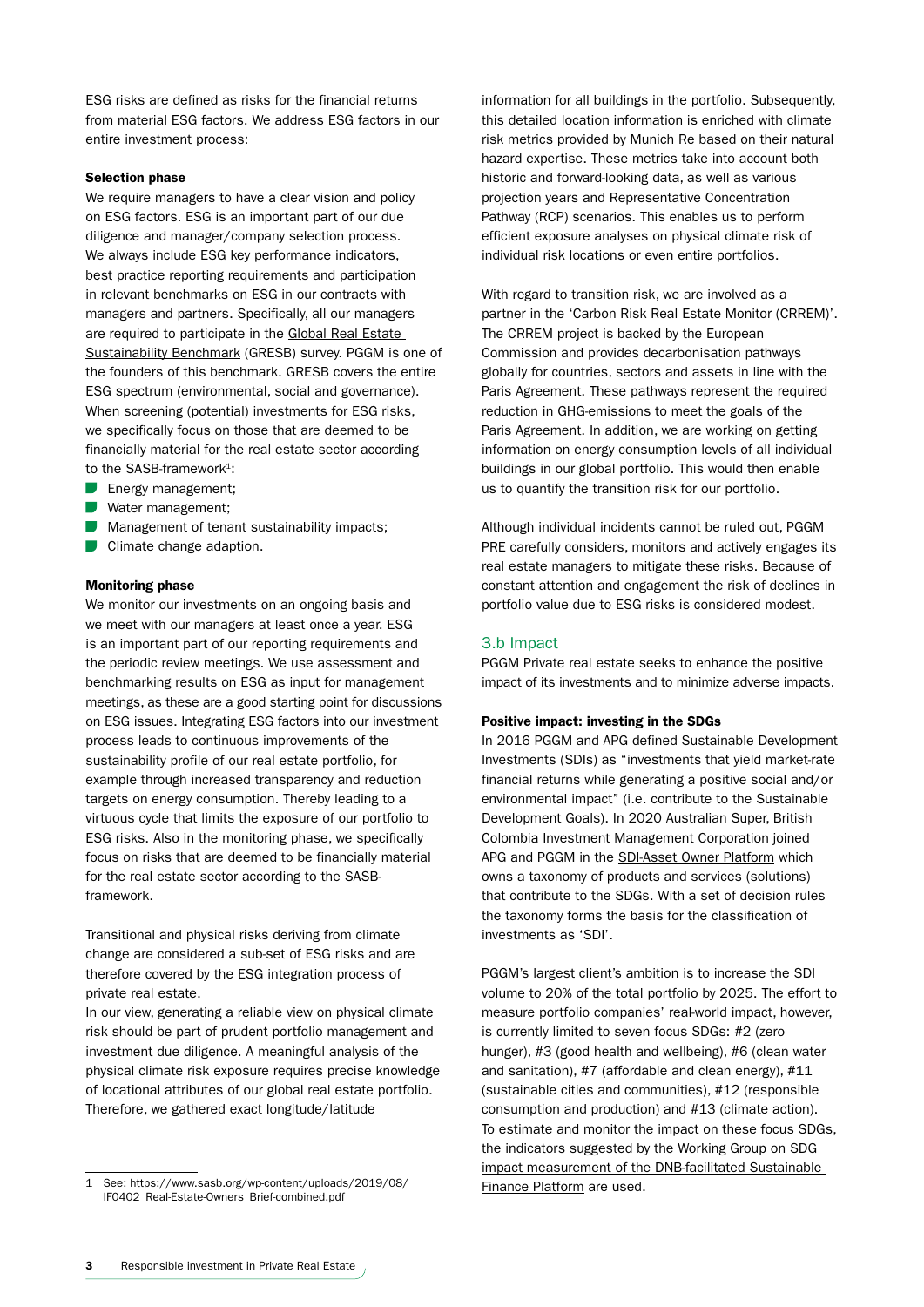ESG risks are defined as risks for the financial returns from material ESG factors. We address ESG factors in our entire investment process:

**Selection phase**

We require managers to have a clear vision and policy on ESG factors. ESG is an important part of our due diligence and manager/company selection process. We always include ESG key performance indicators, best practice reporting requirements and participation in relevant benchmarks on ESG in our contracts with managers and partners. Specifically, all our managers are required to participate in the Global Real Estate Sustainability Benchmark (GRESB) survey. PGGM is one of the founders of this benchmark. GRESB covers the entire ESG spectrum (environmental, social and governance). When screening (potential) investments for ESG risks, we specifically focus on those that are deemed to be financially material for the real estate sector according to the SASB-framework[1]:

- Energy management;
- Water management;
- Management of tenant sustainability impacts;
- Climate change adaption.

**Monitoring phase**

We monitor our investments on an ongoing basis and we meet with our managers at least once a year. ESG is an important part of our reporting requirements and the periodic review meetings. We use assessment and benchmarking results on ESG as input for management meetings, as these are a good starting point for discussions on ESG issues. Integrating ESG factors into our investment process leads to continuous improvements of the sustainability profile of our real estate portfolio, for example through increased transparency and reduction targets on energy consumption. Thereby leading to a virtuous cycle that limits the exposure of our portfolio to ESG risks. Also in the monitoring phase, we specifically focus on risks that are deemed to be financially material for the real estate sector according to the SASB-framework.

Transitional and physical risks deriving from climate change are considered a sub-set of ESG risks and are therefore covered by the ESG integration process of private real estate.

In our view, generating a reliable view on physical climate risk should be part of prudent portfolio management and investment due diligence. A meaningful analysis of the physical climate risk exposure requires precise knowledge of locational attributes of our global real estate portfolio. Therefore, we gathered exact longitude/latitude information for all buildings in the portfolio. Subsequently, this detailed location information is enriched with climate risk metrics provided by Munich Re based on their natural hazard expertise. These metrics take into account both historic and forward-looking data, as well as various projection years and Representative Concentration Pathway (RCP) scenarios. This enables us to perform efficient exposure analyses on physical climate risk of individual risk locations or even entire portfolios.

With regard to transition risk, we are involved as a partner in the 'Carbon Risk Real Estate Monitor (CRREM)'. The CRREM project is backed by the European Commission and provides decarbonisation pathways globally for countries, sectors and assets in line with the Paris Agreement. These pathways represent the required reduction in GHG-emissions to meet the goals of the Paris Agreement. In addition, we are working on getting information on energy consumption levels of all individual buildings in our global portfolio. This would then enable us to quantify the transition risk for our portfolio.

Although individual incidents cannot be ruled out, PGGM PRE carefully considers, monitors and actively engages its real estate managers to mitigate these risks. Because of constant attention and engagement the risk of declines in portfolio value due to ESG risks is considered modest.

## 3.b Impact

PGGM Private real estate seeks to enhance the positive impact of its investments and to minimize adverse impacts.

**Positive impact: investing in the SDGs**

In 2016 PGGM and APG defined Sustainable Development Investments (SDIs) as "investments that yield market-rate financial returns while generating a positive social and/or environmental impact" (i.e. contribute to the Sustainable Development Goals). In 2020 Australian Super, British Colombia Investment Management Corporation joined APG and PGGM in the SDI-Asset Owner Platform which owns a taxonomy of products and services (solutions) that contribute to the SDGs. With a set of decision rules the taxonomy forms the basis for the classification of investments as 'SDI'.

PGGM's largest client's ambition is to increase the SDI volume to 20% of the total portfolio by 2025. The effort to measure portfolio companies' real-world impact, however, is currently limited to seven focus SDGs: #2 (zero hunger), #3 (good health and wellbeing), #6 (clean water and sanitation), #7 (affordable and clean energy), #11 (sustainable cities and communities), #12 (responsible consumption and production) and #13 (climate action). To estimate and monitor the impact on these focus SDGs, the indicators suggested by the Working Group on SDG impact measurement of the DNB-facilitated Sustainable Finance Platform are used.

1 See: https://www.sasb.org/wp-content/uploads/2019/08/IF0402_Real-Estate-Owners_Brief-combined.pdf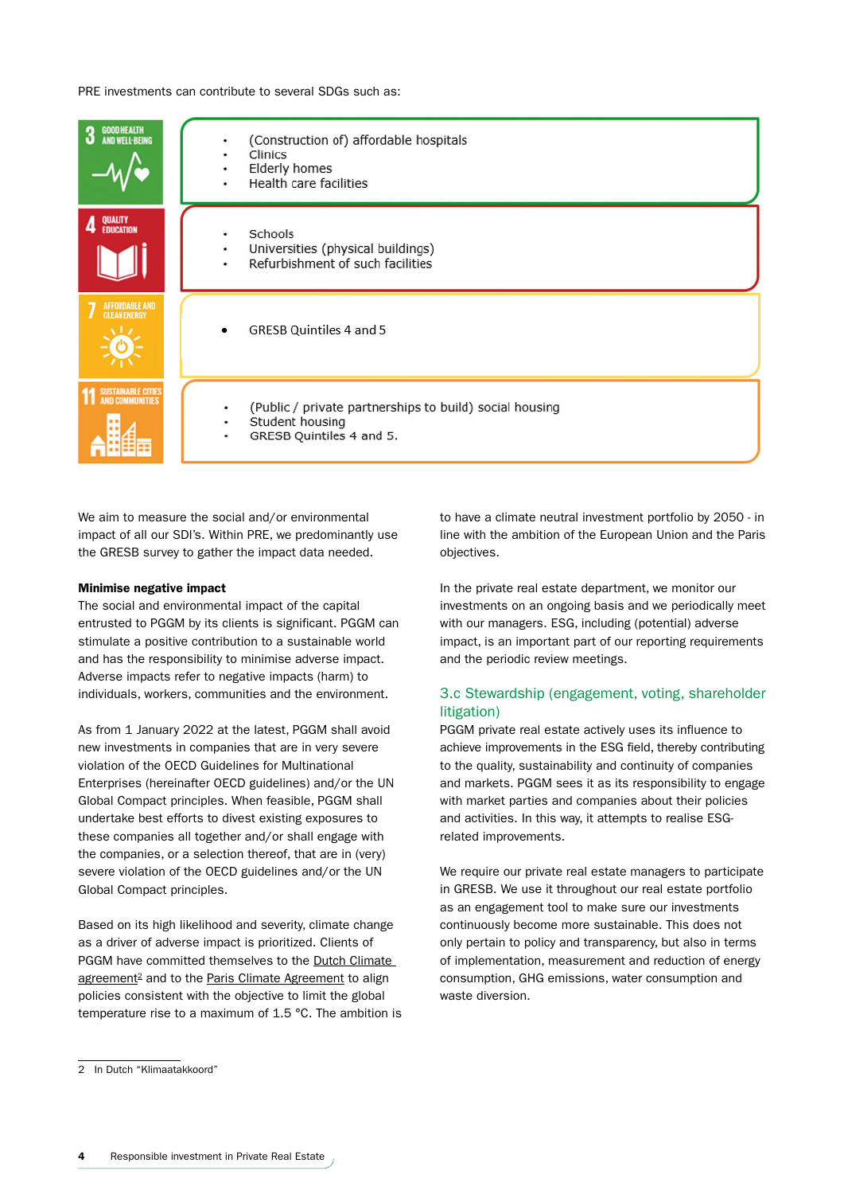PRE investments can contribute to several SDGs such as:

| SDG | Examples |
| --- | --- |
| 3 GOOD HEALTH AND WELL-BEING | • (Construction of) affordable hospitals<br>• Clinics<br>• Elderly homes<br>• Health care facilities |
| 4 QUALITY EDUCATION | • Schools<br>• Universities (physical buildings)<br>• Refurbishment of such facilities |
| 7 AFFORDABLE AND CLEAN ENERGY | • GRESB Quintiles 4 and 5 |
| 11 SUSTAINABLE CITIES AND COMMUNITIES | • (Public / private partnerships to build) social housing<br>• Student housing<br>• GRESB Quintiles 4 and 5. |

We aim to measure the social and/or environmental impact of all our SDI's. Within PRE, we predominantly use the GRESB survey to gather the impact data needed.

**Minimise negative impact**

The social and environmental impact of the capital entrusted to PGGM by its clients is significant. PGGM can stimulate a positive contribution to a sustainable world and has the responsibility to minimise adverse impact. Adverse impacts refer to negative impacts (harm) to individuals, workers, communities and the environment.

As from 1 January 2022 at the latest, PGGM shall avoid new investments in companies that are in very severe violation of the OECD Guidelines for Multinational Enterprises (hereinafter OECD guidelines) and/or the UN Global Compact principles. When feasible, PGGM shall undertake best efforts to divest existing exposures to these companies all together and/or shall engage with the companies, or a selection thereof, that are in (very) severe violation of the OECD guidelines and/or the UN Global Compact principles.

Based on its high likelihood and severity, climate change as a driver of adverse impact is prioritized. Clients of PGGM have committed themselves to the Dutch Climate agreement[2] and to the Paris Climate Agreement to align policies consistent with the objective to limit the global temperature rise to a maximum of 1.5 °C. The ambition is to have a climate neutral investment portfolio by 2050 - in line with the ambition of the European Union and the Paris objectives.

In the private real estate department, we monitor our investments on an ongoing basis and we periodically meet with our managers. ESG, including (potential) adverse impact, is an important part of our reporting requirements and the periodic review meetings.

## 3.c Stewardship (engagement, voting, shareholder litigation)

PGGM private real estate actively uses its influence to achieve improvements in the ESG field, thereby contributing to the quality, sustainability and continuity of companies and markets. PGGM sees it as its responsibility to engage with market parties and companies about their policies and activities. In this way, it attempts to realise ESG-related improvements.

We require our private real estate managers to participate in GRESB. We use it throughout our real estate portfolio as an engagement tool to make sure our investments continuously become more sustainable. This does not only pertain to policy and transparency, but also in terms of implementation, measurement and reduction of energy consumption, GHG emissions, water consumption and waste diversion.

2 In Dutch "Klimaatakkoord"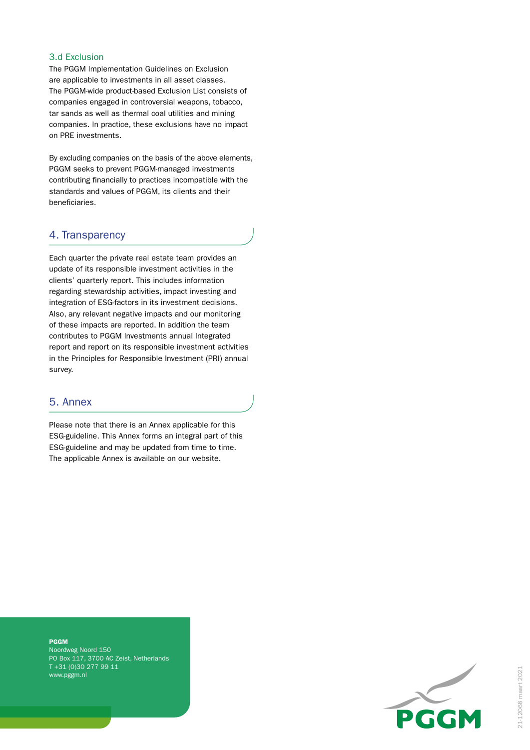### 3.d Exclusion

The PGGM Implementation Guidelines on Exclusion are applicable to investments in all asset classes. The PGGM-wide product-based Exclusion List consists of companies engaged in controversial weapons, tobacco, tar sands as well as thermal coal utilities and mining companies. In practice, these exclusions have no impact on PRE investments.

By excluding companies on the basis of the above elements, PGGM seeks to prevent PGGM-managed investments contributing financially to practices incompatible with the standards and values of PGGM, its clients and their beneficiaries.

## 4. Transparency

Each quarter the private real estate team provides an update of its responsible investment activities in the clients' quarterly report. This includes information regarding stewardship activities, impact investing and integration of ESG-factors in its investment decisions. Also, any relevant negative impacts and our monitoring of these impacts are reported. In addition the team contributes to PGGM Investments annual Integrated report and report on its responsible investment activities in the Principles for Responsible Investment (PRI) annual survey.

## 5. Annex

Please note that there is an Annex applicable for this ESG-guideline. This Annex forms an integral part of this ESG-guideline and may be updated from time to time. The applicable Annex is available on our website.

**PGGM**
Noordweg Noord 150
PO Box 117, 3700 AC Zeist, Netherlands
T +31 (0)30 277 99 11
www.pggm.nl

21-12068 maart 2021